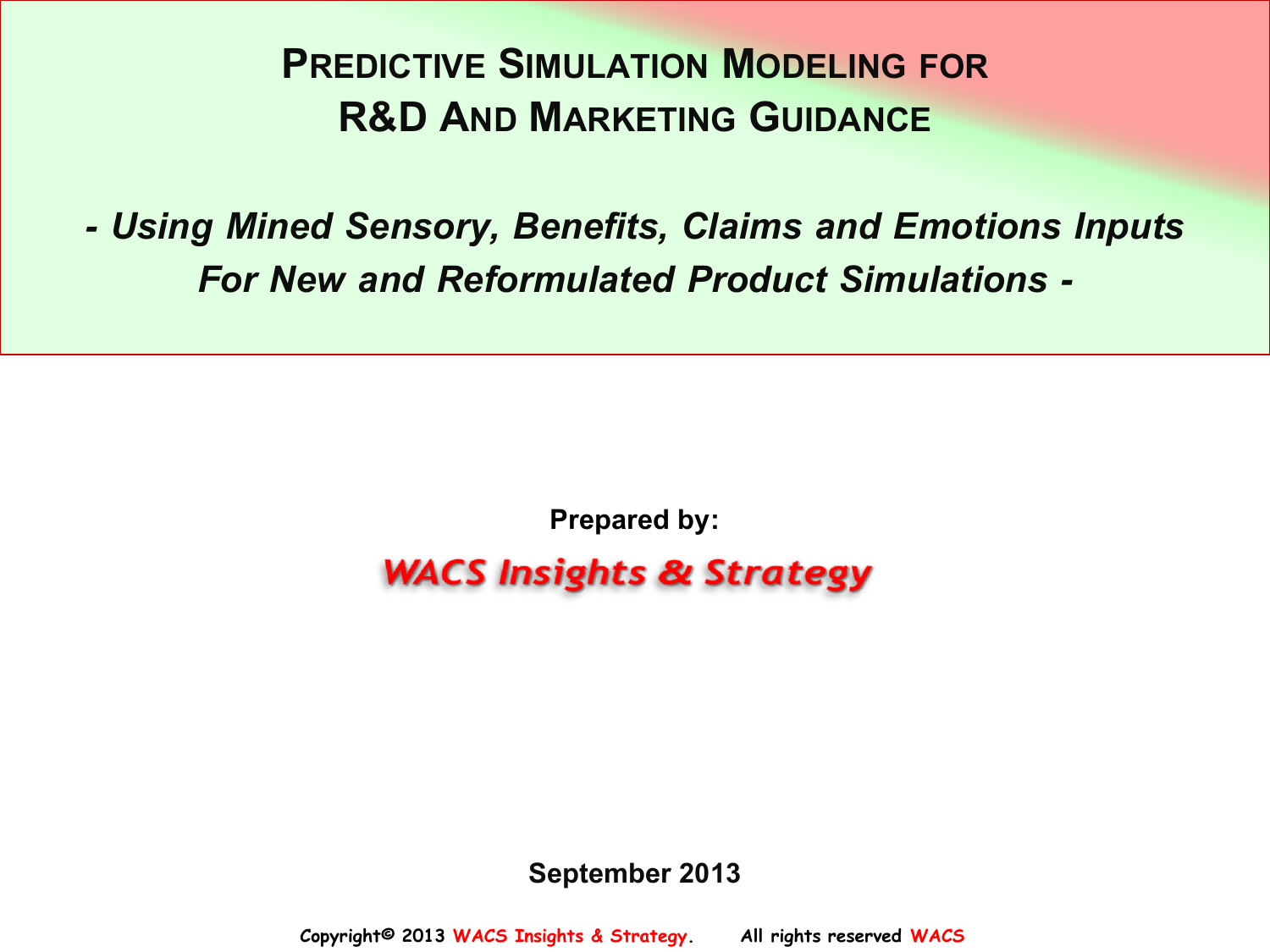# Predictive Simulation Modeling for R&D and Marketing Guidance

*- Using Mined Sensory, Benefits, Claims and Emotions Inputs For New and Reformulated Product Simulations -*

**Prepared by:**

*WACS Insights & Strategy*

**September 2013**

Copyright© 2013 WACS Insights & Strategy. All rights reserved WACS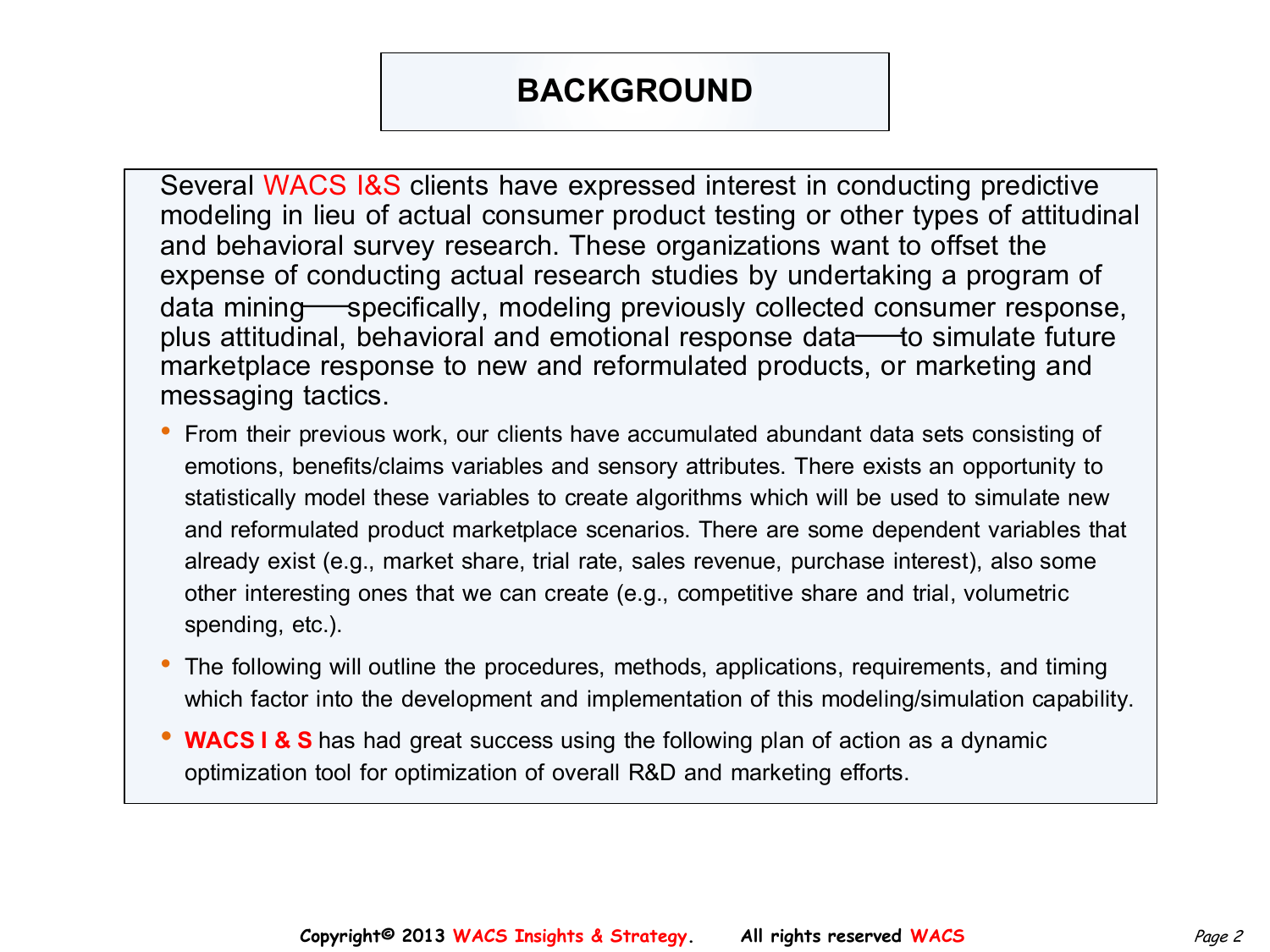# BACKGROUND

Several WACS I&S clients have expressed interest in conducting predictive modeling in lieu of actual consumer product testing or other types of attitudinal and behavioral survey research. These organizations want to offset the expense of conducting actual research studies by undertaking a program of data mining—specifically, modeling previously collected consumer response, plus attitudinal, behavioral and emotional response data—to simulate future marketplace response to new and reformulated products, or marketing and messaging tactics.

- From their previous work, our clients have accumulated abundant data sets consisting of emotions, benefits/claims variables and sensory attributes. There exists an opportunity to statistically model these variables to create algorithms which will be used to simulate new and reformulated product marketplace scenarios. There are some dependent variables that already exist (e.g., market share, trial rate, sales revenue, purchase interest), also some other interesting ones that we can create (e.g., competitive share and trial, volumetric spending, etc.).
- The following will outline the procedures, methods, applications, requirements, and timing which factor into the development and implementation of this modeling/simulation capability.
- **WACS I & S** has had great success using the following plan of action as a dynamic optimization tool for optimization of overall R&D and marketing efforts.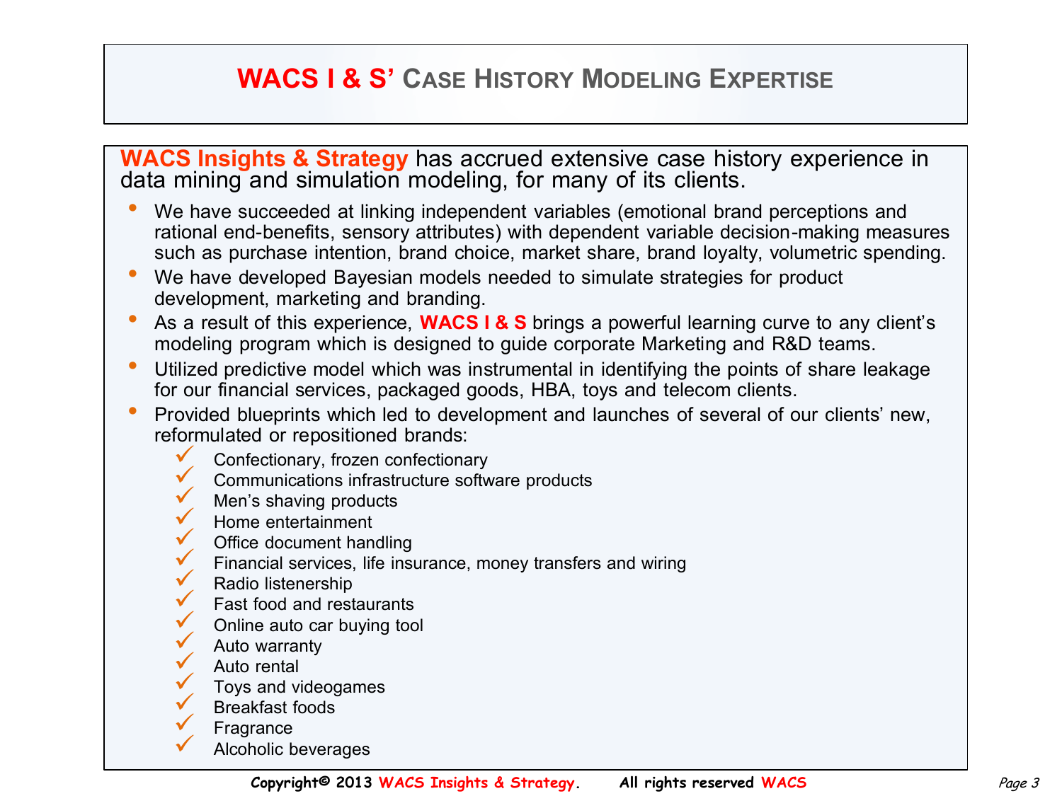# WACS I & S' Case History Modeling Expertise

**WACS Insights & Strategy** has accrued extensive case history experience in data mining and simulation modeling, for many of its clients.

- We have succeeded at linking independent variables (emotional brand perceptions and rational end-benefits, sensory attributes) with dependent variable decision-making measures such as purchase intention, brand choice, market share, brand loyalty, volumetric spending.
- We have developed Bayesian models needed to simulate strategies for product development, marketing and branding.
- As a result of this experience, **WACS I & S** brings a powerful learning curve to any client's modeling program which is designed to guide corporate Marketing and R&D teams.
- Utilized predictive model which was instrumental in identifying the points of share leakage for our financial services, packaged goods, HBA, toys and telecom clients.
- Provided blueprints which led to development and launches of several of our clients' new, reformulated or repositioned brands:
  - ✓ Confectionary, frozen confectionary
  - ✓ Communications infrastructure software products
  - ✓ Men's shaving products
  - ✓ Home entertainment
  - ✓ Office document handling
  - ✓ Financial services, life insurance, money transfers and wiring
  - ✓ Radio listenership
  - ✓ Fast food and restaurants
  - ✓ Online auto car buying tool
  - ✓ Auto warranty
  - ✓ Auto rental
  - ✓ Toys and videogames
  - ✓ Breakfast foods
  - ✓ Fragrance
  - ✓ Alcoholic beverages

**Copyright© 2013 WACS Insights & Strategy. All rights reserved WACS**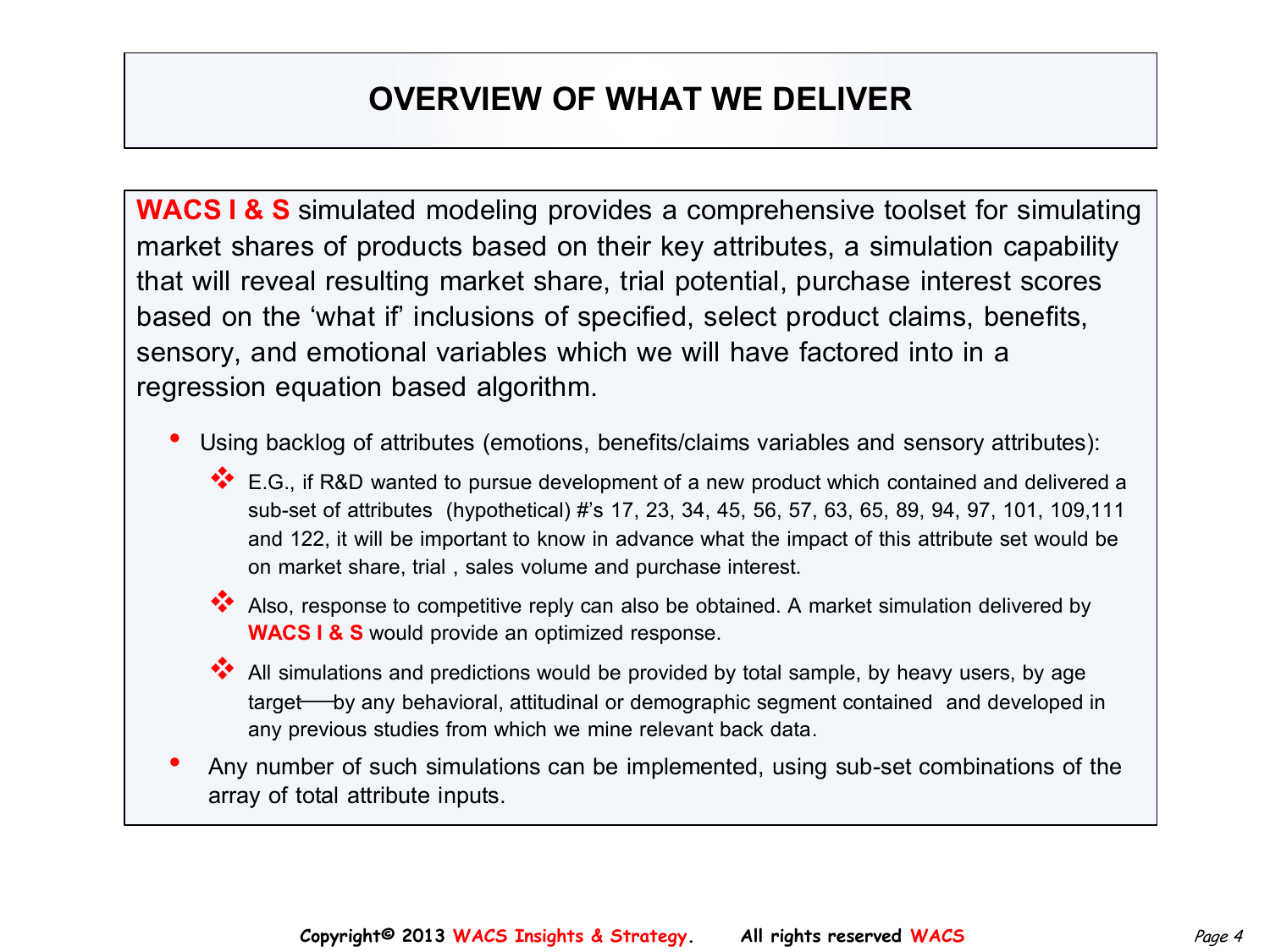# OVERVIEW OF WHAT WE DELIVER

**WACS I & S** simulated modeling provides a comprehensive toolset for simulating market shares of products based on their key attributes, a simulation capability that will reveal resulting market share, trial potential, purchase interest scores based on the 'what if' inclusions of specified, select product claims, benefits, sensory, and emotional variables which we will have factored into in a regression equation based algorithm.

- Using backlog of attributes (emotions, benefits/claims variables and sensory attributes):
  - E.G., if R&D wanted to pursue development of a new product which contained and delivered a sub-set of attributes (hypothetical) #'s 17, 23, 34, 45, 56, 57, 63, 65, 89, 94, 97, 101, 109,111 and 122, it will be important to know in advance what the impact of this attribute set would be on market share, trial , sales volume and purchase interest.
  - Also, response to competitive reply can also be obtained. A market simulation delivered by **WACS I & S** would provide an optimized response.
  - All simulations and predictions would be provided by total sample, by heavy users, by age target—by any behavioral, attitudinal or demographic segment contained and developed in any previous studies from which we mine relevant back data.
- Any number of such simulations can be implemented, using sub-set combinations of the array of total attribute inputs.

Copyright© 2013 WACS Insights & Strategy. All rights reserved WACS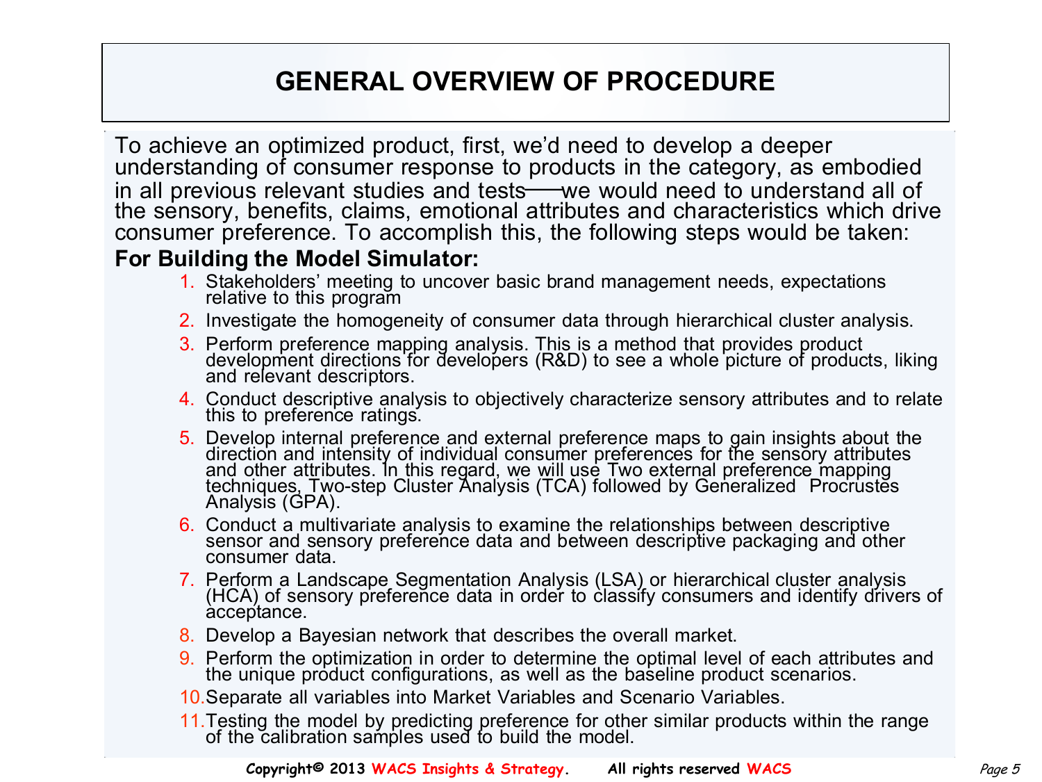# GENERAL OVERVIEW OF PROCEDURE

To achieve an optimized product, first, we'd need to develop a deeper understanding of consumer response to products in the category, as embodied in all previous relevant studies and tests—we would need to understand all of the sensory, benefits, claims, emotional attributes and characteristics which drive consumer preference. To accomplish this, the following steps would be taken:

**For Building the Model Simulator:**

1. Stakeholders' meeting to uncover basic brand management needs, expectations relative to this program
2. Investigate the homogeneity of consumer data through hierarchical cluster analysis.
3. Perform preference mapping analysis. This is a method that provides product development directions for developers (R&D) to see a whole picture of products, liking and relevant descriptors.
4. Conduct descriptive analysis to objectively characterize sensory attributes and to relate this to preference ratings.
5. Develop internal preference and external preference maps to gain insights about the direction and intensity of individual consumer preferences for the sensory attributes and other attributes. In this regard, we will use Two external preference mapping techniques, Two-step Cluster Analysis (TCA) followed by Generalized Procrustes Analysis (GPA).
6. Conduct a multivariate analysis to examine the relationships between descriptive sensor and sensory preference data and between descriptive packaging and other consumer data.
7. Perform a Landscape Segmentation Analysis (LSA) or hierarchical cluster analysis (HCA) of sensory preference data in order to classify consumers and identify drivers of acceptance.
8. Develop a Bayesian network that describes the overall market.
9. Perform the optimization in order to determine the optimal level of each attributes and the unique product configurations, as well as the baseline product scenarios.
10. Separate all variables into Market Variables and Scenario Variables.
11. Testing the model by predicting preference for other similar products within the range of the calibration samples used to build the model.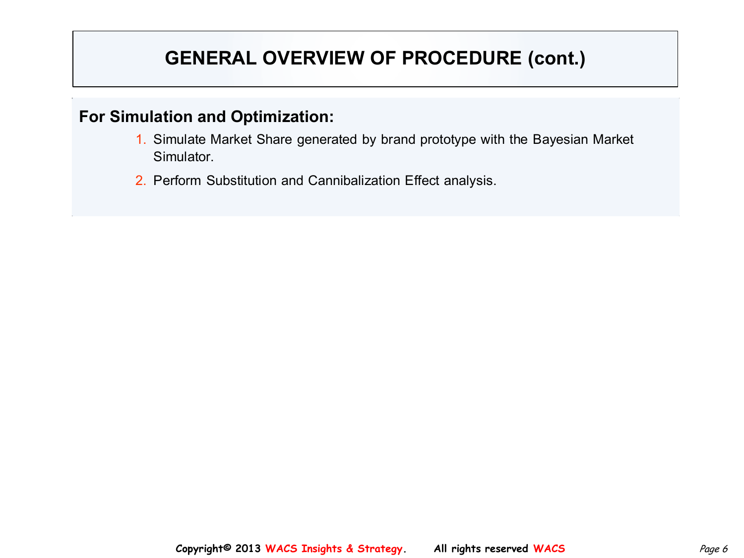# GENERAL OVERVIEW OF PROCEDURE (cont.)

**For Simulation and Optimization:**

1. Simulate Market Share generated by brand prototype with the Bayesian Market Simulator.
2. Perform Substitution and Cannibalization Effect analysis.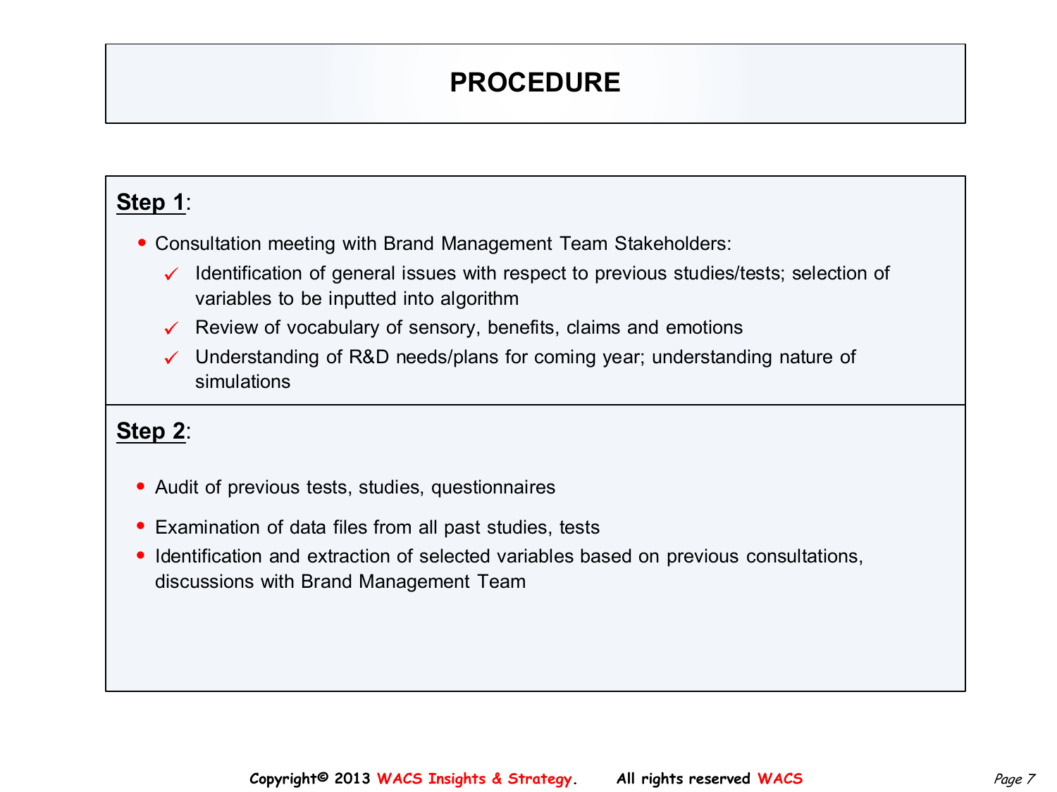# PROCEDURE

**Step 1**:

- Consultation meeting with Brand Management Team Stakeholders:
  - ✓ Identification of general issues with respect to previous studies/tests; selection of variables to be inputted into algorithm
  - ✓ Review of vocabulary of sensory, benefits, claims and emotions
  - ✓ Understanding of R&D needs/plans for coming year; understanding nature of simulations

**Step 2**:

- Audit of previous tests, studies, questionnaires
- Examination of data files from all past studies, tests
- Identification and extraction of selected variables based on previous consultations, discussions with Brand Management Team

Copyright© 2013 WACS Insights & Strategy. All rights reserved WACS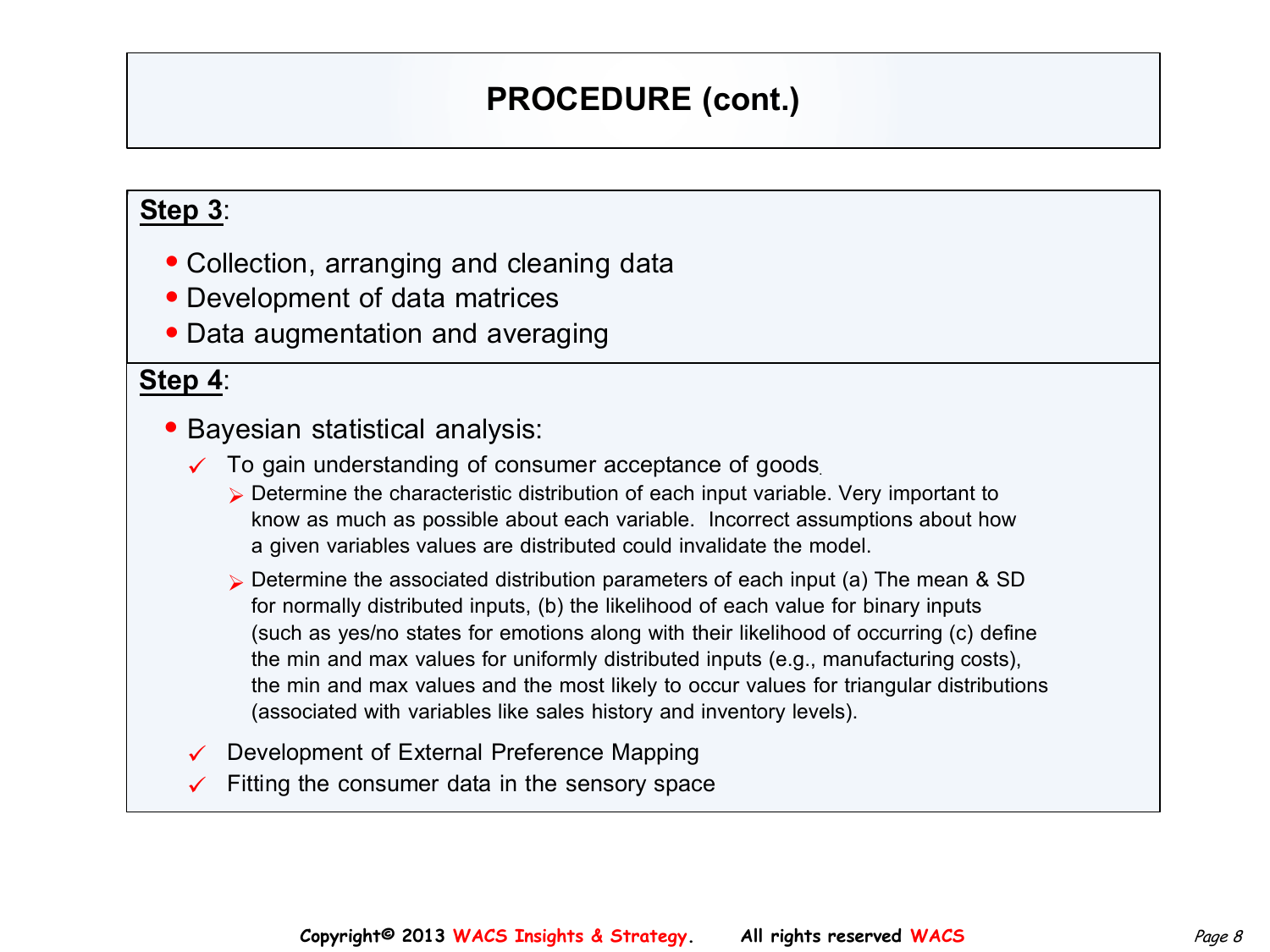# PROCEDURE (cont.)

**Step 3**:

- Collection, arranging and cleaning data
- Development of data matrices
- Data augmentation and averaging

**Step 4**:

- Bayesian statistical analysis:
  - ✓ To gain understanding of consumer acceptance of goods.
    - Determine the characteristic distribution of each input variable. Very important to know as much as possible about each variable. Incorrect assumptions about how a given variables values are distributed could invalidate the model.
    - Determine the associated distribution parameters of each input (a) The mean & SD for normally distributed inputs, (b) the likelihood of each value for binary inputs (such as yes/no states for emotions along with their likelihood of occurring (c) define the min and max values for uniformly distributed inputs (e.g., manufacturing costs), the min and max values and the most likely to occur values for triangular distributions (associated with variables like sales history and inventory levels).
  - ✓ Development of External Preference Mapping
  - ✓ Fitting the consumer data in the sensory space

Copyright© 2013 WACS Insights & Strategy. All rights reserved WACS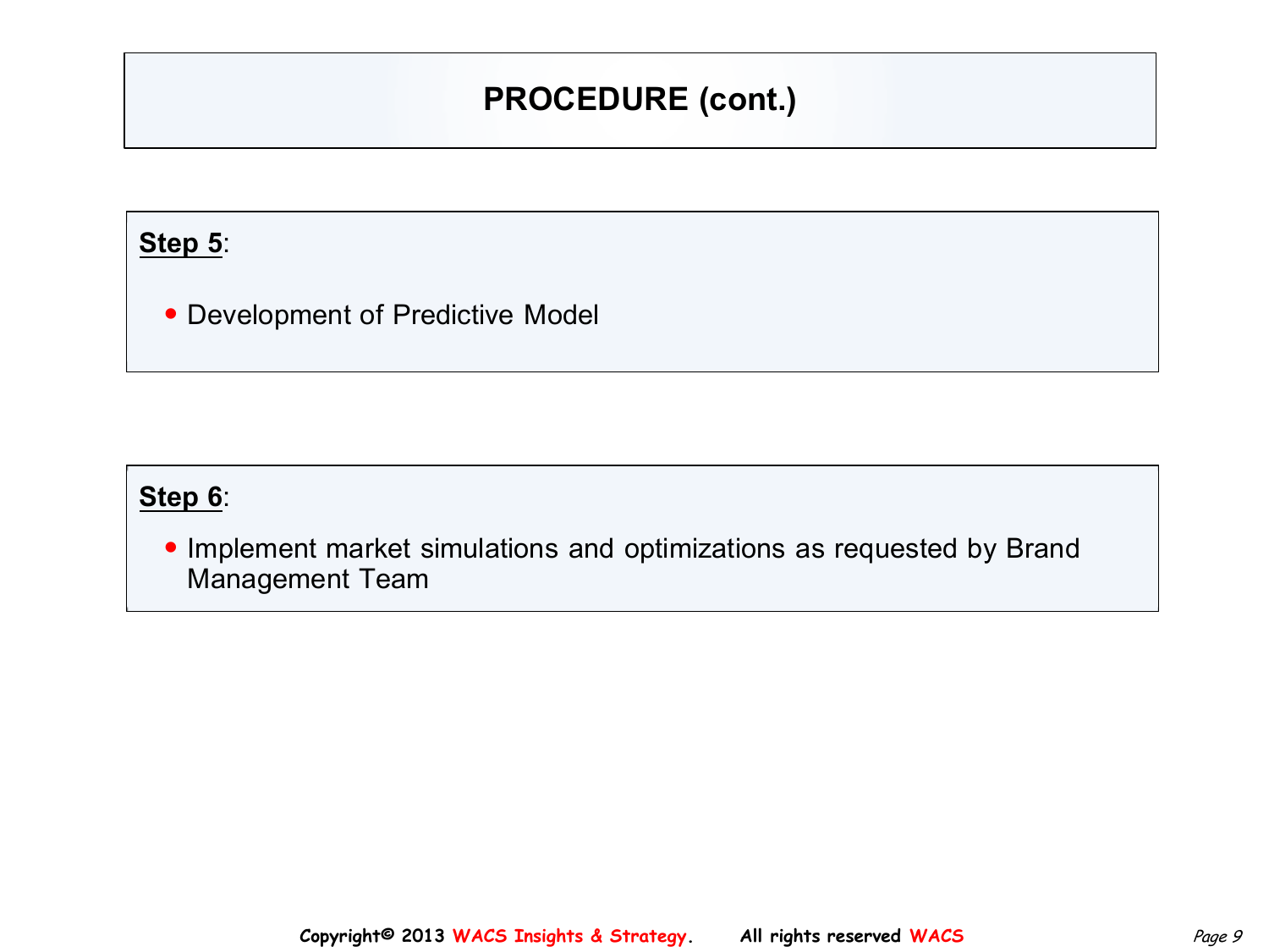# PROCEDURE (cont.)

**Step 5**:

- Development of Predictive Model

**Step 6**:

- Implement market simulations and optimizations as requested by Brand Management Team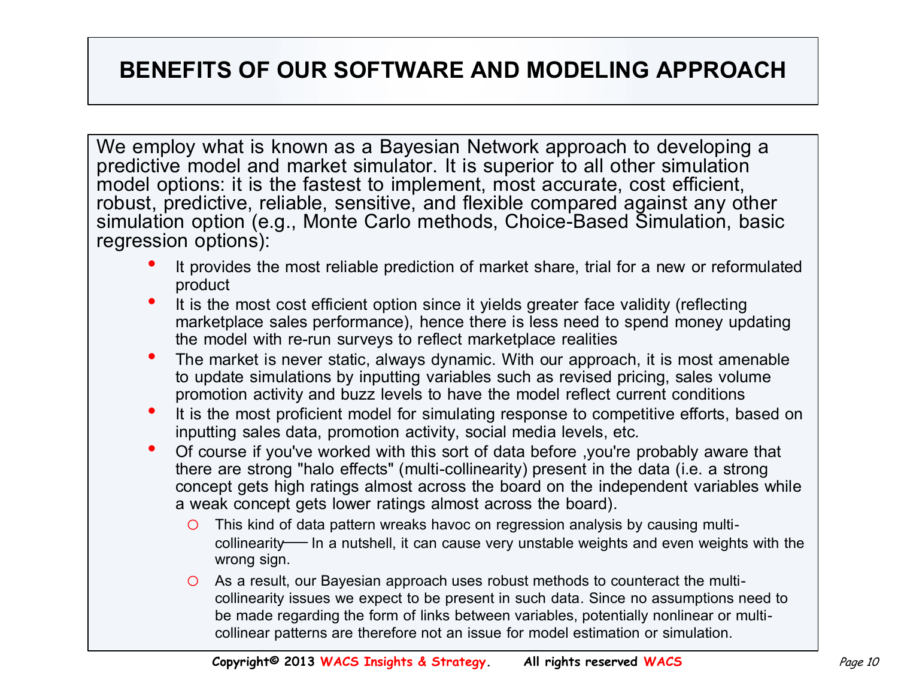# BENEFITS OF OUR SOFTWARE AND MODELING APPROACH

We employ what is known as a Bayesian Network approach to developing a predictive model and market simulator. It is superior to all other simulation model options: it is the fastest to implement, most accurate, cost efficient, robust, predictive, reliable, sensitive, and flexible compared against any other simulation option (e.g., Monte Carlo methods, Choice-Based Simulation, basic regression options):

- It provides the most reliable prediction of market share, trial for a new or reformulated product
- It is the most cost efficient option since it yields greater face validity (reflecting marketplace sales performance), hence there is less need to spend money updating the model with re-run surveys to reflect marketplace realities
- The market is never static, always dynamic. With our approach, it is most amenable to update simulations by inputting variables such as revised pricing, sales volume promotion activity and buzz levels to have the model reflect current conditions
- It is the most proficient model for simulating response to competitive efforts, based on inputting sales data, promotion activity, social media levels, etc.
- Of course if you've worked with this sort of data before ,you're probably aware that there are strong "halo effects" (multi-collinearity) present in the data (i.e. a strong concept gets high ratings almost across the board on the independent variables while a weak concept gets lower ratings almost across the board).
  - This kind of data pattern wreaks havoc on regression analysis by causing multi-collinearity— In a nutshell, it can cause very unstable weights and even weights with the wrong sign.
  - As a result, our Bayesian approach uses robust methods to counteract the multi-collinearity issues we expect to be present in such data. Since no assumptions need to be made regarding the form of links between variables, potentially nonlinear or multi-collinear patterns are therefore not an issue for model estimation or simulation.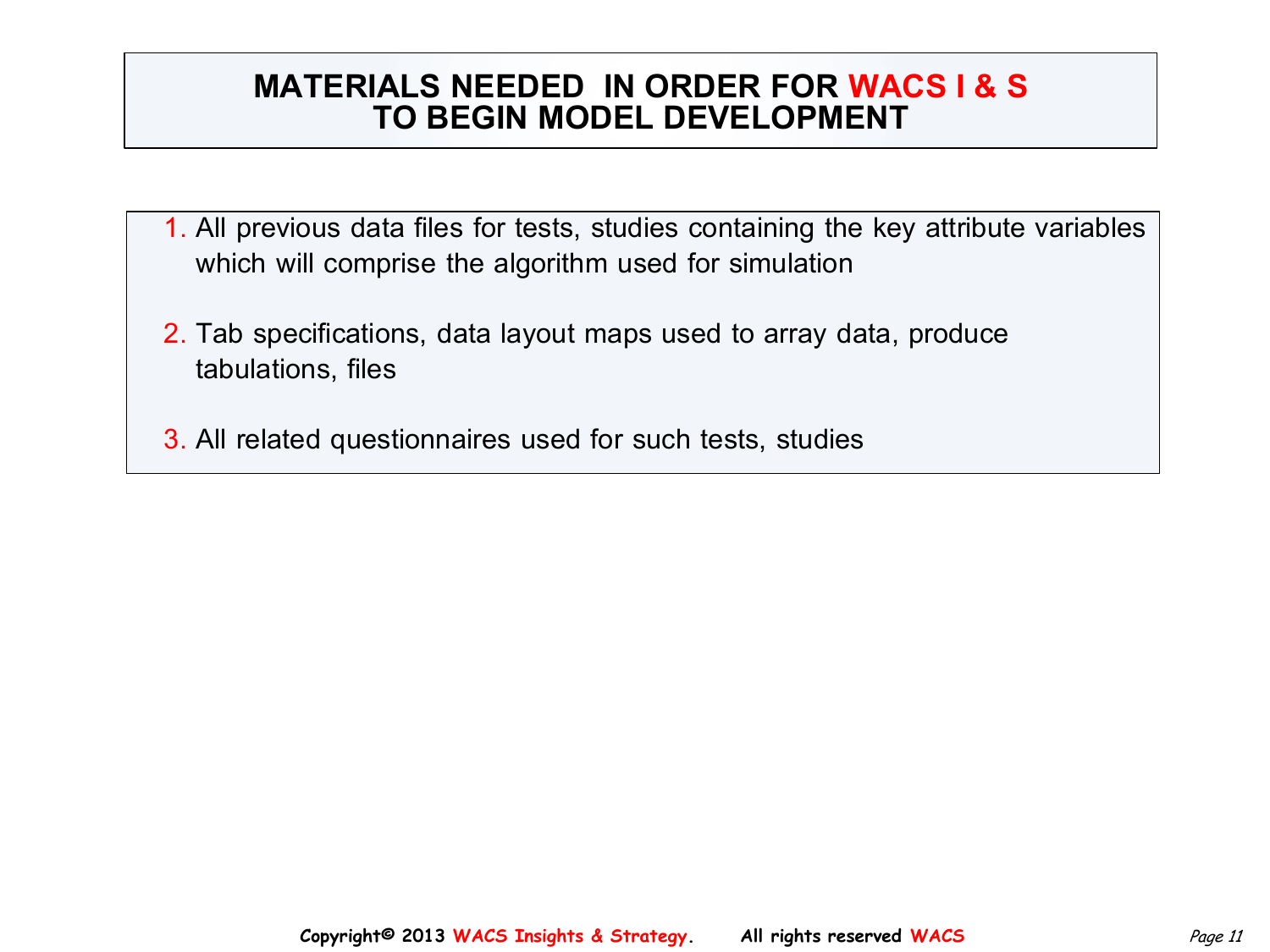# MATERIALS NEEDED IN ORDER FOR WACS I & S TO BEGIN MODEL DEVELOPMENT

1. All previous data files for tests, studies containing the key attribute variables which will comprise the algorithm used for simulation

2. Tab specifications, data layout maps used to array data, produce tabulations, files

3. All related questionnaires used for such tests, studies

**Copyright© 2013 WACS Insights & Strategy. All rights reserved WACS**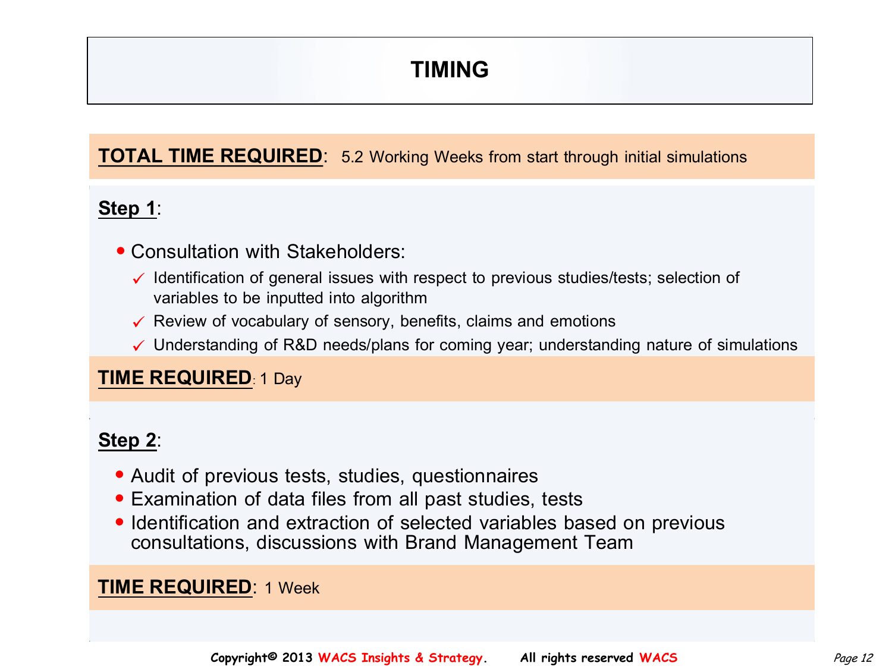# TIMING

**TOTAL TIME REQUIRED**: 5.2 Working Weeks from start through initial simulations

**Step 1**:

- Consultation with Stakeholders:
  - ✓ Identification of general issues with respect to previous studies/tests; selection of variables to be inputted into algorithm
  - ✓ Review of vocabulary of sensory, benefits, claims and emotions
  - ✓ Understanding of R&D needs/plans for coming year; understanding nature of simulations

**TIME REQUIRED**: 1 Day

**Step 2**:

- Audit of previous tests, studies, questionnaires
- Examination of data files from all past studies, tests
- Identification and extraction of selected variables based on previous consultations, discussions with Brand Management Team

**TIME REQUIRED**: 1 Week

Copyright© 2013 WACS Insights & Strategy. All rights reserved WACS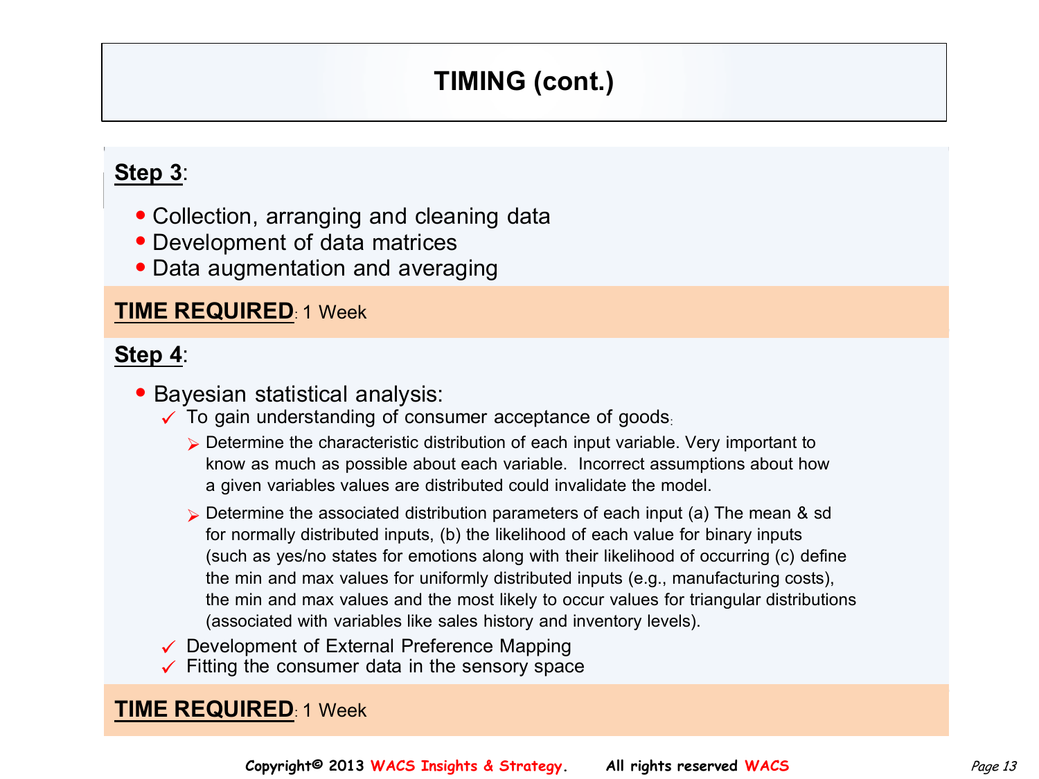# TIMING (cont.)

**Step 3**:

- Collection, arranging and cleaning data
- Development of data matrices
- Data augmentation and averaging

**TIME REQUIRED**: 1 Week

**Step 4**:

- Bayesian statistical analysis:
  - ✓ To gain understanding of consumer acceptance of goods:
    - Determine the characteristic distribution of each input variable. Very important to know as much as possible about each variable. Incorrect assumptions about how a given variables values are distributed could invalidate the model.
    - Determine the associated distribution parameters of each input (a) The mean & sd for normally distributed inputs, (b) the likelihood of each value for binary inputs (such as yes/no states for emotions along with their likelihood of occurring (c) define the min and max values for uniformly distributed inputs (e.g., manufacturing costs), the min and max values and the most likely to occur values for triangular distributions (associated with variables like sales history and inventory levels).
  - ✓ Development of External Preference Mapping
  - ✓ Fitting the consumer data in the sensory space

**TIME REQUIRED**: 1 Week

Copyright© 2013 WACS Insights & Strategy. All rights reserved WACS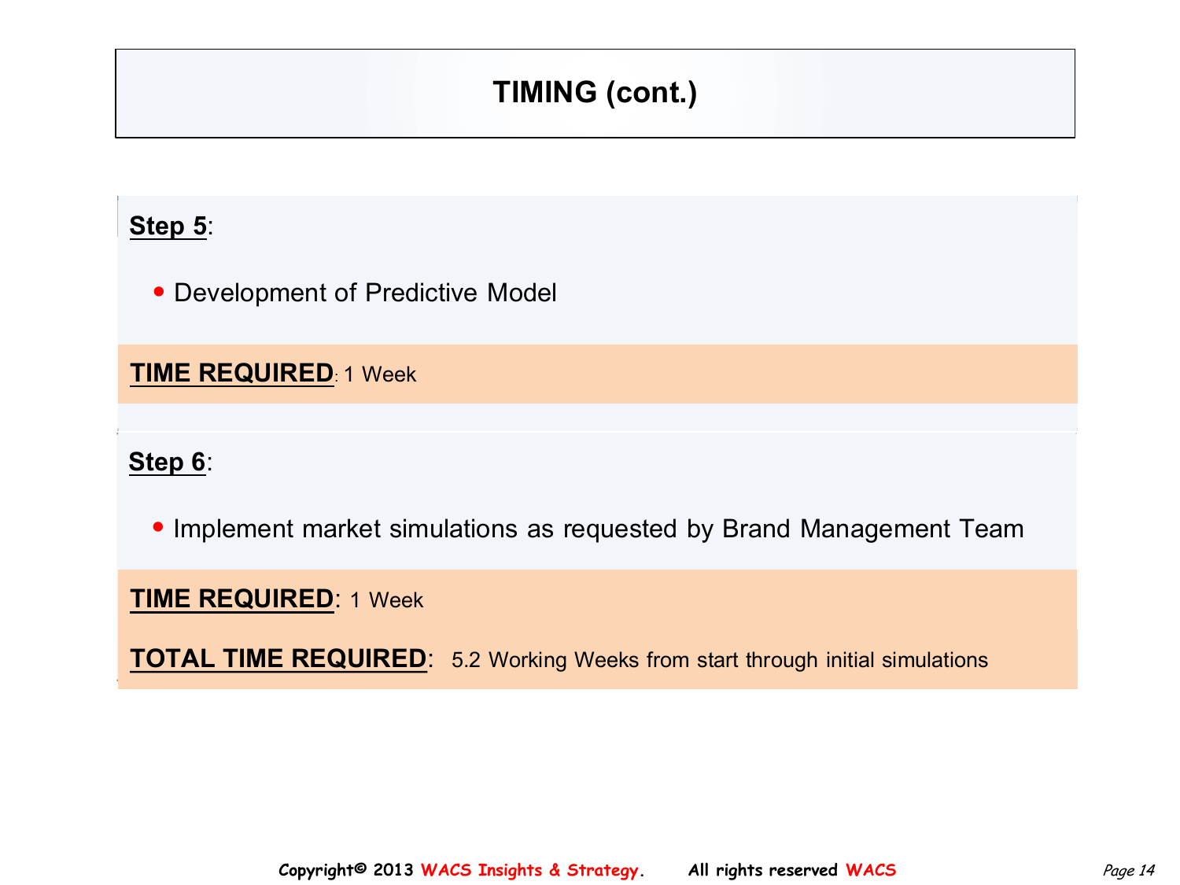# TIMING (cont.)

**Step 5**:

- Development of Predictive Model

**TIME REQUIRED**: 1 Week

**Step 6**:

- Implement market simulations as requested by Brand Management Team

**TIME REQUIRED**: 1 Week

**TOTAL TIME REQUIRED**: 5.2 Working Weeks from start through initial simulations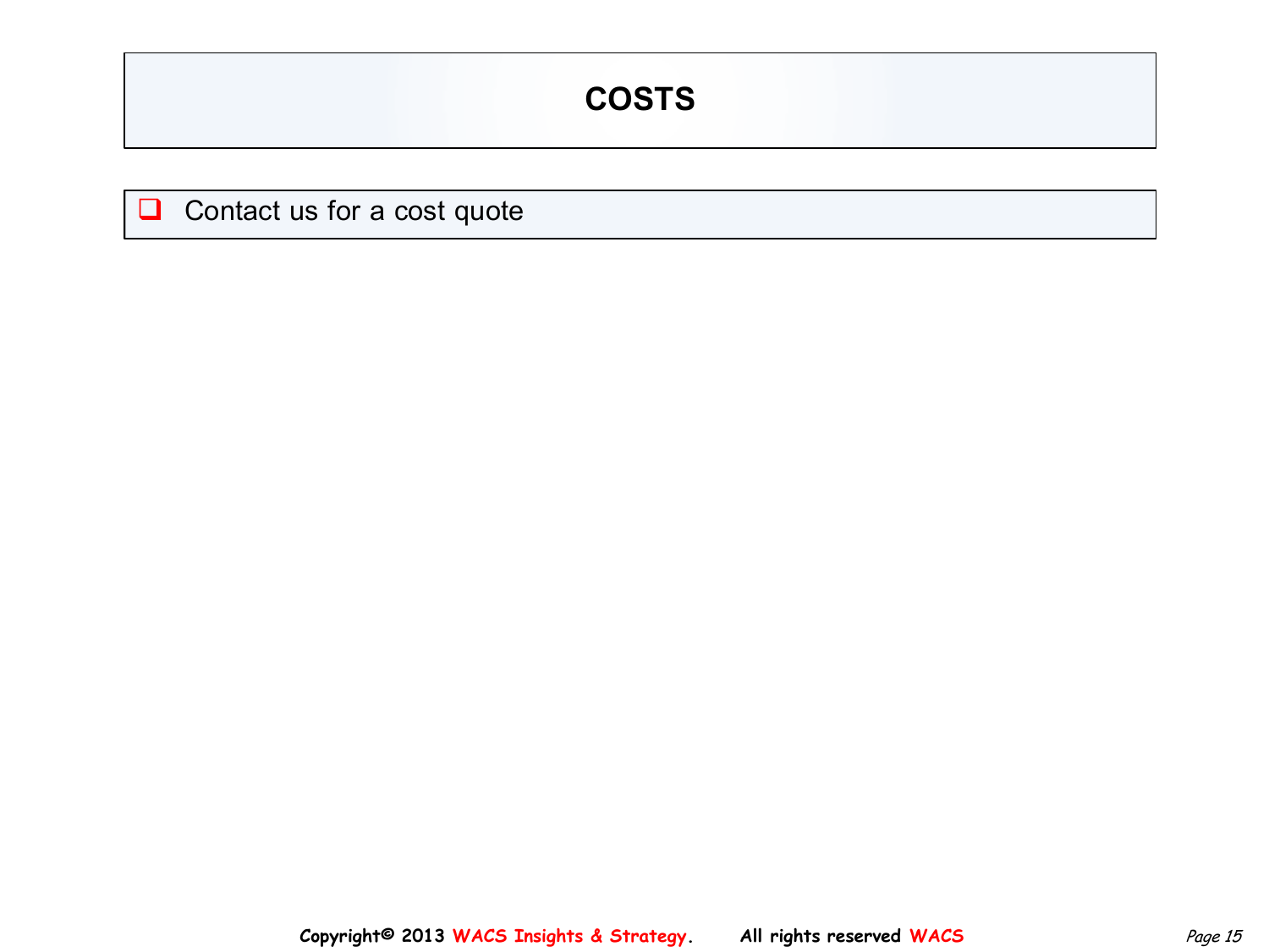# COSTS

- Contact us for a cost quote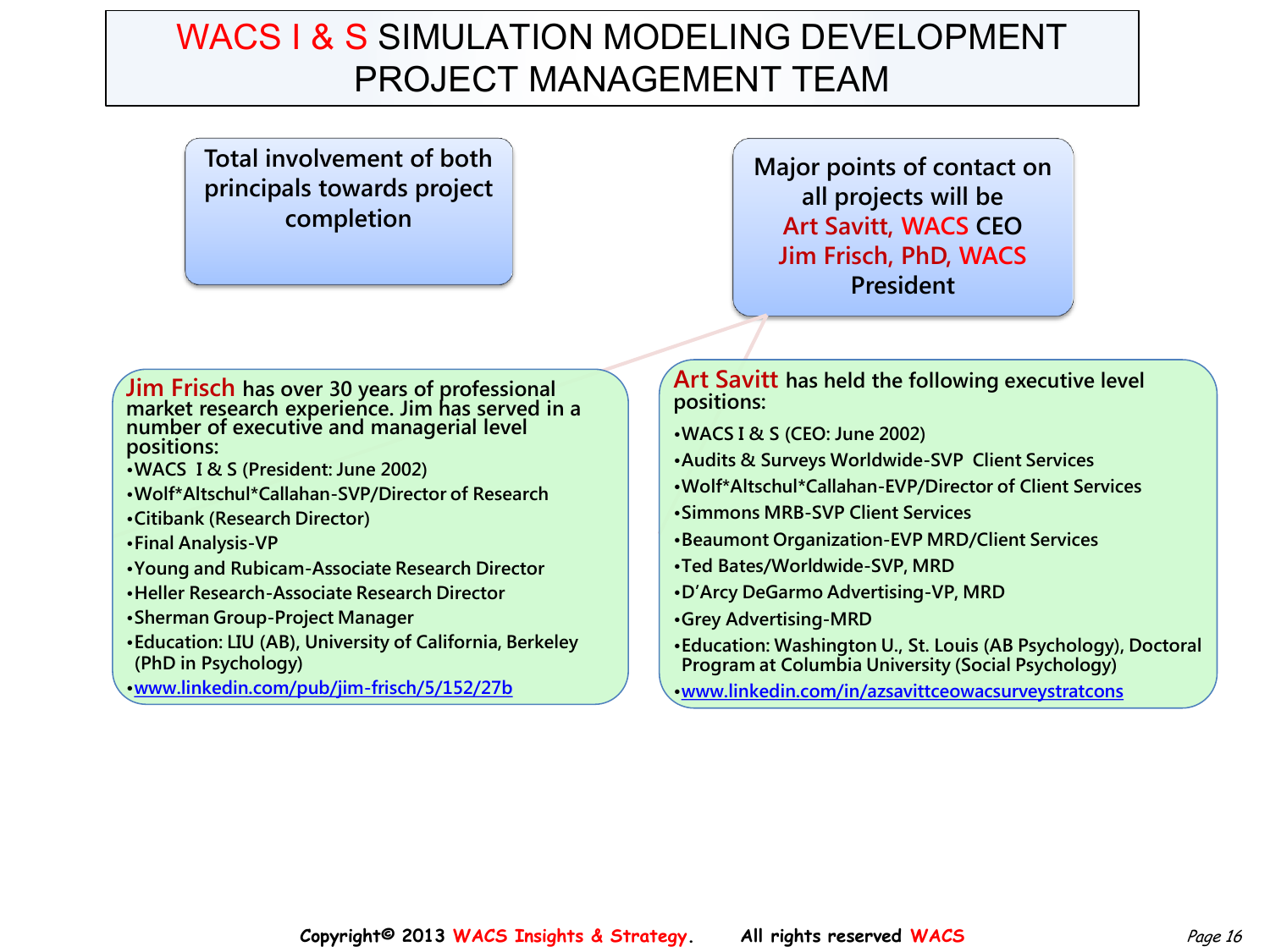# WACS I & S SIMULATION MODELING DEVELOPMENT PROJECT MANAGEMENT TEAM

Total involvement of both principals towards project completion

Major points of contact on all projects will be
Art Savitt, WACS CEO
Jim Frisch, PhD, WACS President

**Jim Frisch** has over 30 years of professional market research experience. Jim has served in a number of executive and managerial level positions:

- WACS I & S (President: June 2002)
- Wolf*Altschul*Callahan-SVP/Director of Research
- Citibank (Research Director)
- Final Analysis-VP
- Young and Rubicam-Associate Research Director
- Heller Research-Associate Research Director
- Sherman Group-Project Manager
- Education: LIU (AB), University of California, Berkeley (PhD in Psychology)
- www.linkedin.com/pub/jim-frisch/5/152/27b

**Art Savitt** has held the following executive level positions:

- WACS I & S (CEO: June 2002)
- Audits & Surveys Worldwide-SVP Client Services
- Wolf*Altschul*Callahan-EVP/Director of Client Services
- Simmons MRB-SVP Client Services
- Beaumont Organization-EVP MRD/Client Services
- Ted Bates/Worldwide-SVP, MRD
- D'Arcy DeGarmo Advertising-VP, MRD
- Grey Advertising-MRD
- Education: Washington U., St. Louis (AB Psychology), Doctoral Program at Columbia University (Social Psychology)
- www.linkedin.com/in/azsavittceowacsurveystratcons

Copyright© 2013 WACS Insights & Strategy. All rights reserved WACS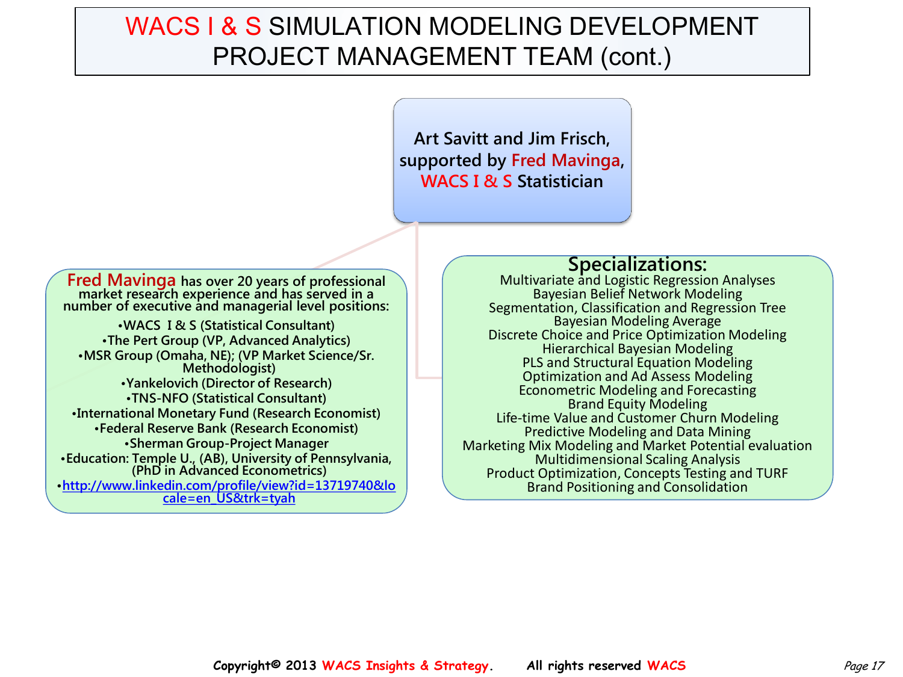# WACS I & S SIMULATION MODELING DEVELOPMENT PROJECT MANAGEMENT TEAM (cont.)

**Art Savitt and Jim Frisch, supported by Fred Mavinga, WACS I & S Statistician**

**Fred Mavinga has over 20 years of professional market research experience and has served in a number of executive and managerial level positions:**

- **WACS I & S (Statistical Consultant)**
- **The Pert Group (VP, Advanced Analytics)**
- **MSR Group (Omaha, NE); (VP Market Science/Sr. Methodologist)**
- **Yankelovich (Director of Research)**
- **TNS-NFO (Statistical Consultant)**
- **International Monetary Fund (Research Economist)**
- **Federal Reserve Bank (Research Economist)**
- **Sherman Group-Project Manager**
- **Education: Temple U., (AB), University of Pennsylvania, (PhD in Advanced Econometrics)**
- **http://www.linkedin.com/profile/view?id=13719740&locale=en_US&trk=tyah**

## Specializations:

Multivariate and Logistic Regression Analyses
Bayesian Belief Network Modeling
Segmentation, Classification and Regression Tree
Bayesian Modeling Average
Discrete Choice and Price Optimization Modeling
Hierarchical Bayesian Modeling
PLS and Structural Equation Modeling
Optimization and Ad Assess Modeling
Econometric Modeling and Forecasting
Brand Equity Modeling
Life-time Value and Customer Churn Modeling
Predictive Modeling and Data Mining
Marketing Mix Modeling and Market Potential evaluation
Multidimensional Scaling Analysis
Product Optimization, Concepts Testing and TURF
Brand Positioning and Consolidation

**Copyright© 2013 WACS Insights & Strategy. All rights reserved WACS**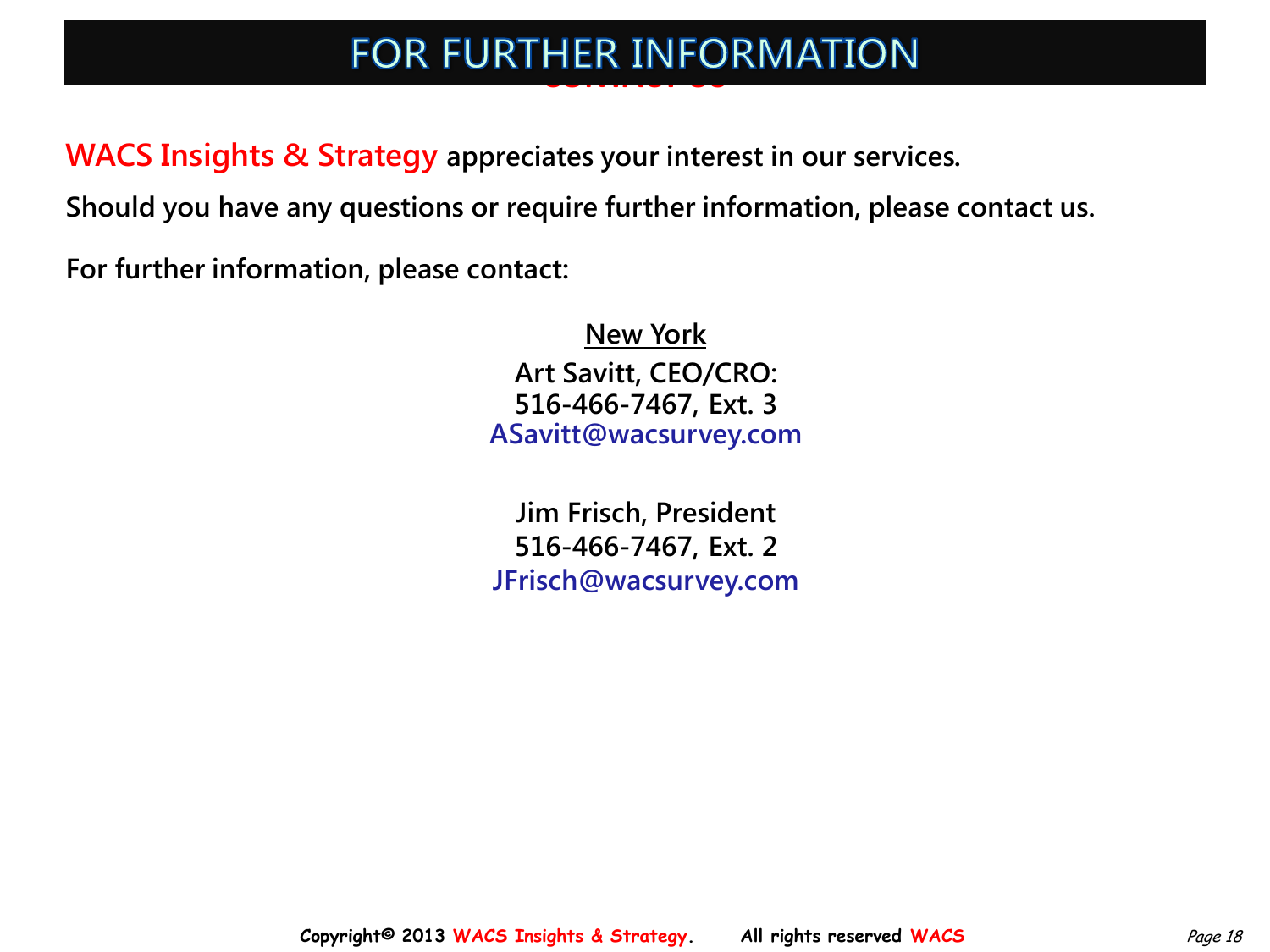# FOR FURTHER INFORMATION

**WACS Insights & Strategy appreciates your interest in our services.**

**Should you have any questions or require further information, please contact us.**

**For further information, please contact:**

**New York**

**Art Savitt, CEO/CRO:**
**516-466-7467, Ext. 3**
**ASavitt@wacsurvey.com**

**Jim Frisch, President**
**516-466-7467, Ext. 2**
**JFrisch@wacsurvey.com**

Copyright© 2013 WACS Insights & Strategy. All rights reserved WACS